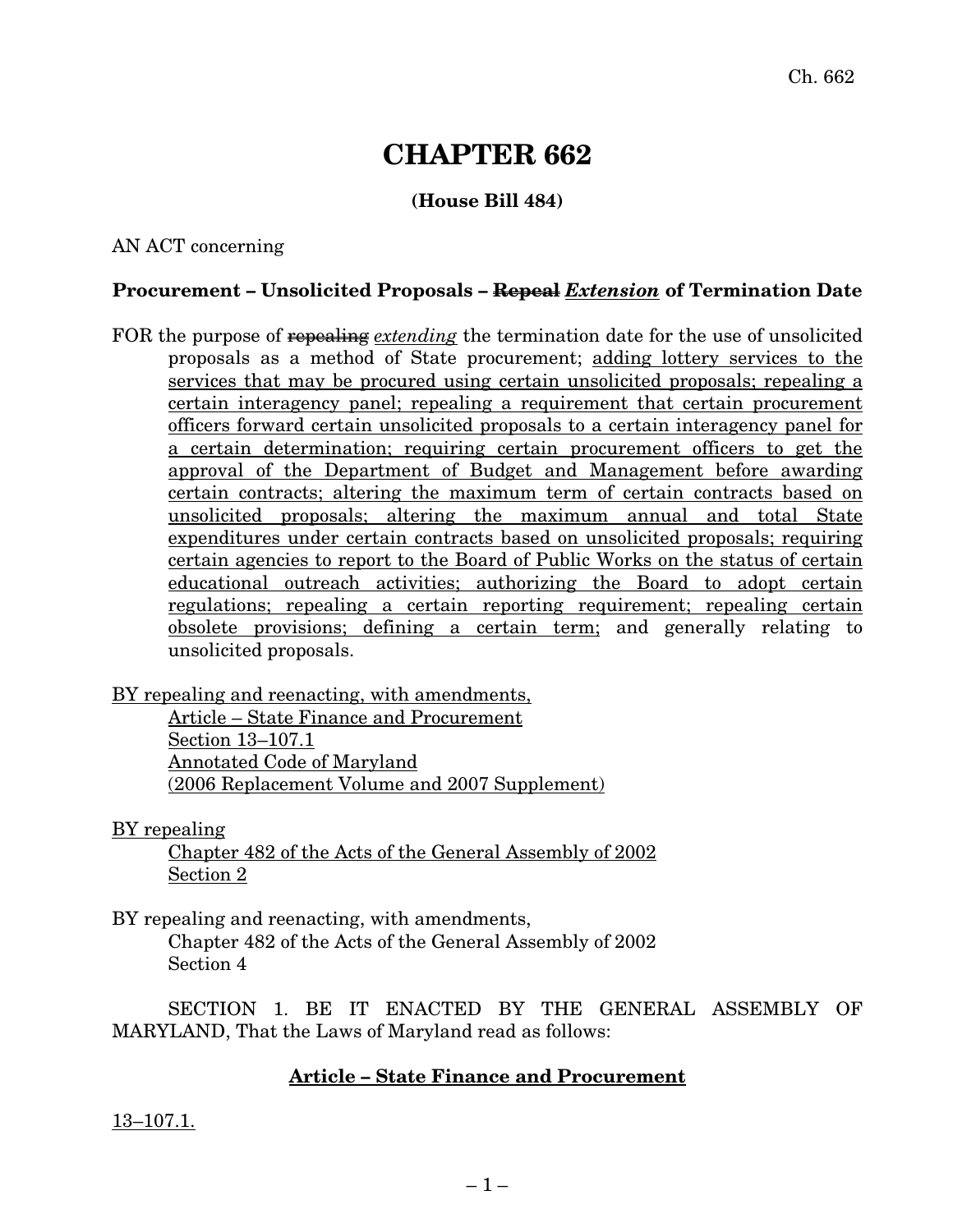# CHAPTER 662

**(House Bill 484)**

AN ACT concerning

**Procurement – Unsolicited Proposals – ~~Repeal~~ *Extension* of Termination Date**

FOR the purpose of ~~repealing~~ *extending* the termination date for the use of unsolicited proposals as a method of State procurement; adding lottery services to the services that may be procured using certain unsolicited proposals; repealing a certain interagency panel; repealing a requirement that certain procurement officers forward certain unsolicited proposals to a certain interagency panel for a certain determination; requiring certain procurement officers to get the approval of the Department of Budget and Management before awarding certain contracts; altering the maximum term of certain contracts based on unsolicited proposals; altering the maximum annual and total State expenditures under certain contracts based on unsolicited proposals; requiring certain agencies to report to the Board of Public Works on the status of certain educational outreach activities; authorizing the Board to adopt certain regulations; repealing a certain reporting requirement; repealing certain obsolete provisions; defining a certain term; and generally relating to unsolicited proposals.

BY repealing and reenacting, with amendments,
Article – State Finance and Procurement
Section 13–107.1
Annotated Code of Maryland
(2006 Replacement Volume and 2007 Supplement)

BY repealing
Chapter 482 of the Acts of the General Assembly of 2002
Section 2

BY repealing and reenacting, with amendments,
Chapter 482 of the Acts of the General Assembly of 2002
Section 4

SECTION 1. BE IT ENACTED BY THE GENERAL ASSEMBLY OF MARYLAND, That the Laws of Maryland read as follows:

**Article – State Finance and Procurement**

13–107.1.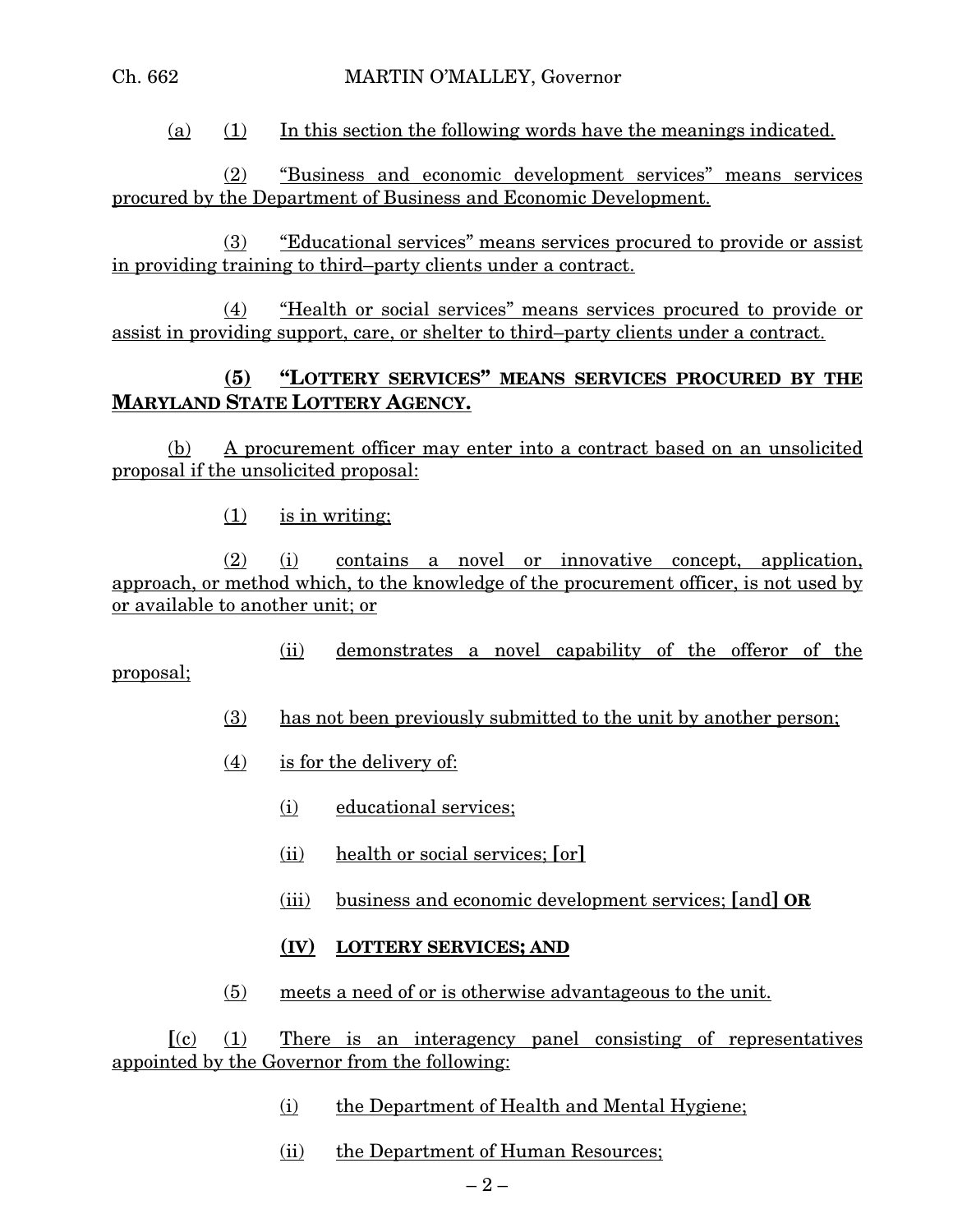(a) (1) In this section the following words have the meanings indicated.

(2) "Business and economic development services" means services procured by the Department of Business and Economic Development.

(3) "Educational services" means services procured to provide or assist in providing training to third–party clients under a contract.

(4) "Health or social services" means services procured to provide or assist in providing support, care, or shelter to third–party clients under a contract.

**(5) "LOTTERY SERVICES" MEANS SERVICES PROCURED BY THE MARYLAND STATE LOTTERY AGENCY.**

(b) A procurement officer may enter into a contract based on an unsolicited proposal if the unsolicited proposal:

(1) is in writing;

(2) (i) contains a novel or innovative concept, application, approach, or method which, to the knowledge of the procurement officer, is not used by or available to another unit; or

(ii) demonstrates a novel capability of the offeror of the proposal;

(3) has not been previously submitted to the unit by another person;

(4) is for the delivery of:

(i) educational services;

(ii) health or social services; [or]

(iii) business and economic development services; [and] **OR**

**(IV) LOTTERY SERVICES; AND**

(5) meets a need of or is otherwise advantageous to the unit.

[(c) (1) There is an interagency panel consisting of representatives appointed by the Governor from the following:

(i) the Department of Health and Mental Hygiene;

(ii) the Department of Human Resources;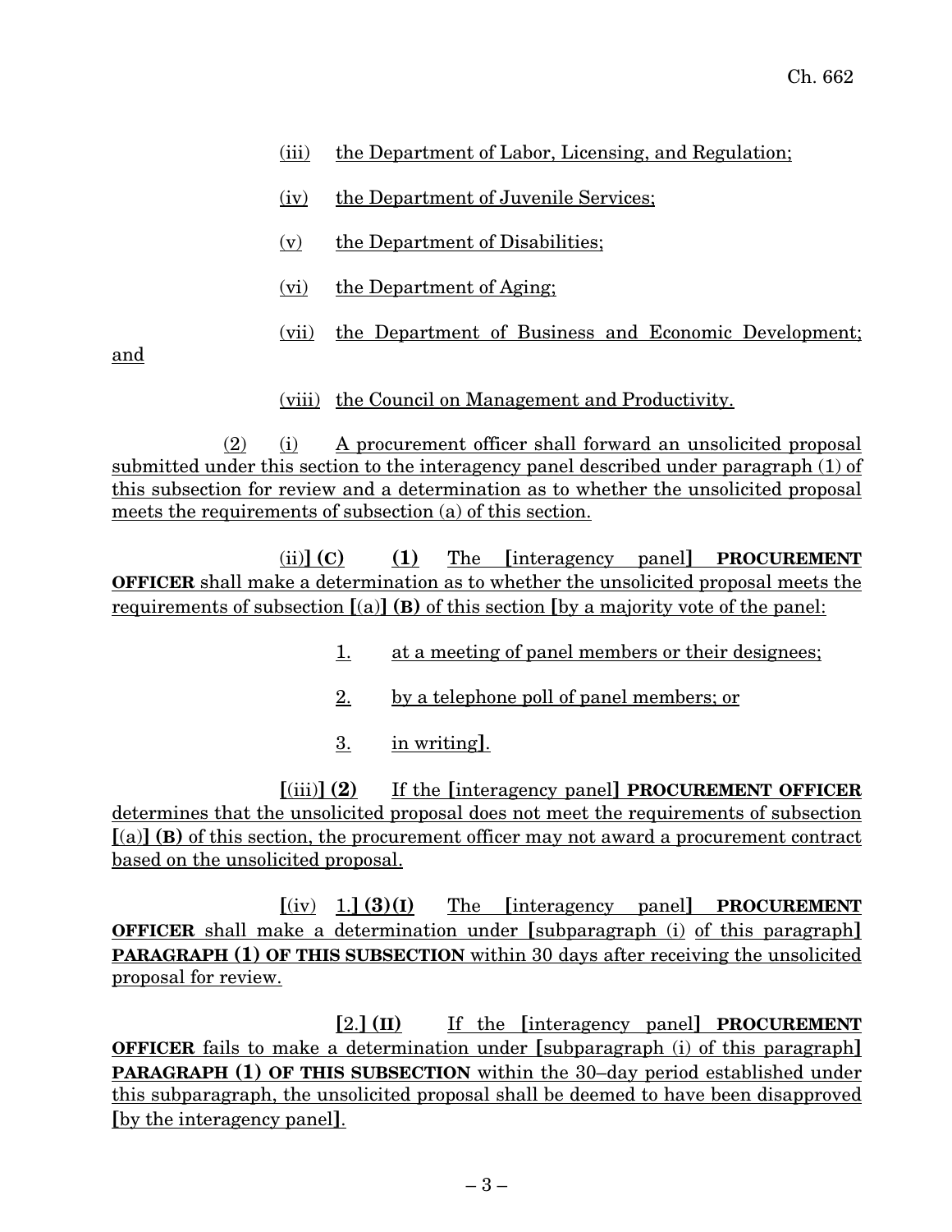(iii) the Department of Labor, Licensing, and Regulation;

(iv) the Department of Juvenile Services;

(v) the Department of Disabilities;

(vi) the Department of Aging;

(vii) the Department of Business and Economic Development; and

(viii) the Council on Management and Productivity.

(2) (i) A procurement officer shall forward an unsolicited proposal submitted under this section to the interagency panel described under paragraph (1) of this subsection for review and a determination as to whether the unsolicited proposal meets the requirements of subsection (a) of this section.

(ii)] **(C)** **(1)** The [interagency panel] **PROCUREMENT OFFICER** shall make a determination as to whether the unsolicited proposal meets the requirements of subsection [(a)] **(B)** of this section [by a majority vote of the panel:

1. at a meeting of panel members or their designees;

2. by a telephone poll of panel members; or

3. in writing].

[(iii)] **(2)** If the [interagency panel] **PROCUREMENT OFFICER** determines that the unsolicited proposal does not meet the requirements of subsection [(a)] **(B)** of this section, the procurement officer may not award a procurement contract based on the unsolicited proposal.

[(iv) 1.] **(3)(I)** The [interagency panel] **PROCUREMENT OFFICER** shall make a determination under [subparagraph (i) of this paragraph] **PARAGRAPH (1) OF THIS SUBSECTION** within 30 days after receiving the unsolicited proposal for review.

[2.] **(II)** If the [interagency panel] **PROCUREMENT OFFICER** fails to make a determination under [subparagraph (i) of this paragraph] **PARAGRAPH (1) OF THIS SUBSECTION** within the 30–day period established under this subparagraph, the unsolicited proposal shall be deemed to have been disapproved [by the interagency panel].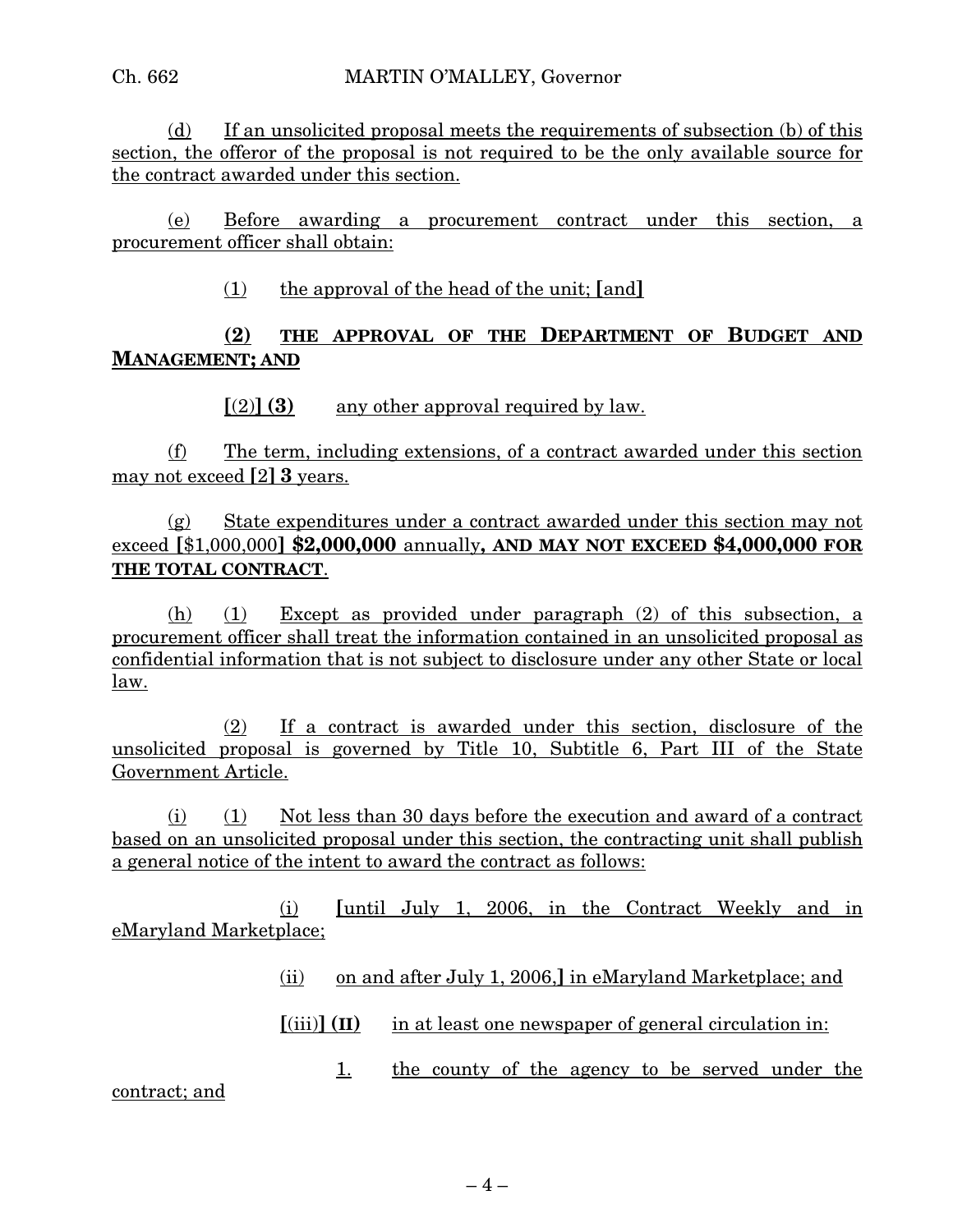(d) If an unsolicited proposal meets the requirements of subsection (b) of this section, the offeror of the proposal is not required to be the only available source for the contract awarded under this section.

(e) Before awarding a procurement contract under this section, a procurement officer shall obtain:

(1) the approval of the head of the unit; [and]

**(2) THE APPROVAL OF THE DEPARTMENT OF BUDGET AND MANAGEMENT; AND**

[(2)] **(3)** any other approval required by law.

(f) The term, including extensions, of a contract awarded under this section may not exceed [2] **3** years.

(g) State expenditures under a contract awarded under this section may not exceed [$1,000,000] **$2,000,000** annually**, AND MAY NOT EXCEED $4,000,000 FOR THE TOTAL CONTRACT**.

(h) (1) Except as provided under paragraph (2) of this subsection, a procurement officer shall treat the information contained in an unsolicited proposal as confidential information that is not subject to disclosure under any other State or local law.

(2) If a contract is awarded under this section, disclosure of the unsolicited proposal is governed by Title 10, Subtitle 6, Part III of the State Government Article.

(i) (1) Not less than 30 days before the execution and award of a contract based on an unsolicited proposal under this section, the contracting unit shall publish a general notice of the intent to award the contract as follows:

(i) [until July 1, 2006, in the Contract Weekly and in eMaryland Marketplace;

(ii) on and after July 1, 2006,] in eMaryland Marketplace; and

[(iii)] **(II)** in at least one newspaper of general circulation in:

1. the county of the agency to be served under the contract; and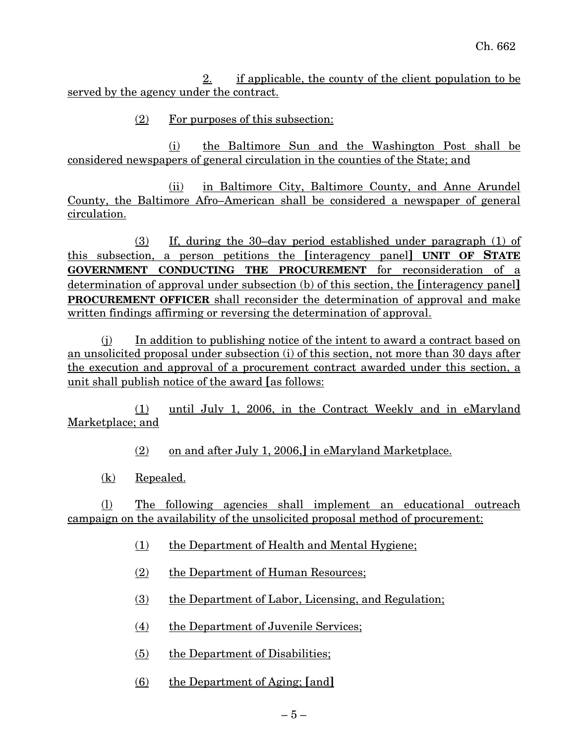2. if applicable, the county of the client population to be served by the agency under the contract.

(2) For purposes of this subsection:

(i) the Baltimore Sun and the Washington Post shall be considered newspapers of general circulation in the counties of the State; and

(ii) in Baltimore City, Baltimore County, and Anne Arundel County, the Baltimore Afro–American shall be considered a newspaper of general circulation.

(3) If, during the 30–day period established under paragraph (1) of this subsection, a person petitions the [interagency panel] **UNIT OF STATE GOVERNMENT CONDUCTING THE PROCUREMENT** for reconsideration of a determination of approval under subsection (b) of this section, the [interagency panel] **PROCUREMENT OFFICER** shall reconsider the determination of approval and make written findings affirming or reversing the determination of approval.

(j) In addition to publishing notice of the intent to award a contract based on an unsolicited proposal under subsection (i) of this section, not more than 30 days after the execution and approval of a procurement contract awarded under this section, a unit shall publish notice of the award [as follows:

(1) until July 1, 2006, in the Contract Weekly and in eMaryland Marketplace; and

(2) on and after July 1, 2006,] in eMaryland Marketplace.

(k) Repealed.

(l) The following agencies shall implement an educational outreach campaign on the availability of the unsolicited proposal method of procurement:

(1) the Department of Health and Mental Hygiene;

(2) the Department of Human Resources;

(3) the Department of Labor, Licensing, and Regulation;

(4) the Department of Juvenile Services;

(5) the Department of Disabilities;

(6) the Department of Aging; [and]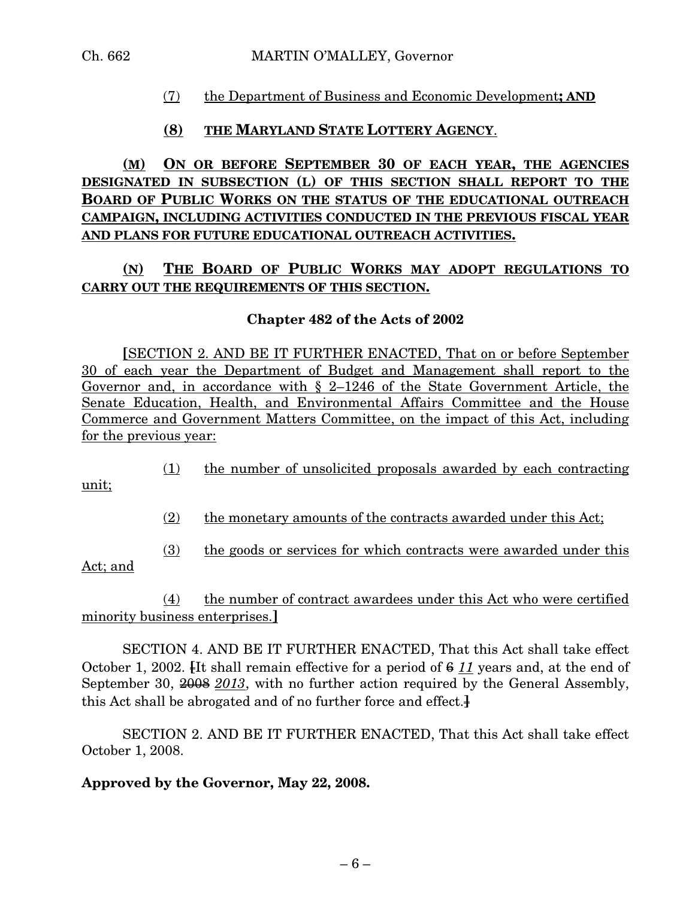(7) the Department of Business and Economic Development**; AND**

**(8) THE MARYLAND STATE LOTTERY AGENCY**.

**(M) ON OR BEFORE SEPTEMBER 30 OF EACH YEAR, THE AGENCIES DESIGNATED IN SUBSECTION (L) OF THIS SECTION SHALL REPORT TO THE BOARD OF PUBLIC WORKS ON THE STATUS OF THE EDUCATIONAL OUTREACH CAMPAIGN, INCLUDING ACTIVITIES CONDUCTED IN THE PREVIOUS FISCAL YEAR AND PLANS FOR FUTURE EDUCATIONAL OUTREACH ACTIVITIES.**

**(N) THE BOARD OF PUBLIC WORKS MAY ADOPT REGULATIONS TO CARRY OUT THE REQUIREMENTS OF THIS SECTION.**

**Chapter 482 of the Acts of 2002**

**[**SECTION 2. AND BE IT FURTHER ENACTED, That on or before September 30 of each year the Department of Budget and Management shall report to the Governor and, in accordance with § 2–1246 of the State Government Article, the Senate Education, Health, and Environmental Affairs Committee and the House Commerce and Government Matters Committee, on the impact of this Act, including for the previous year:

(1) the number of unsolicited proposals awarded by each contracting unit;

(2) the monetary amounts of the contracts awarded under this Act;

(3) the goods or services for which contracts were awarded under this Act; and

(4) the number of contract awardees under this Act who were certified minority business enterprises.**]**

SECTION 4. AND BE IT FURTHER ENACTED, That this Act shall take effect October 1, 2002. ~~[~~It shall remain effective for a period of ~~6~~ *11* years and, at the end of September 30, ~~2008~~ *2013*, with no further action required by the General Assembly, this Act shall be abrogated and of no further force and effect.~~]~~

SECTION 2. AND BE IT FURTHER ENACTED, That this Act shall take effect October 1, 2008.

**Approved by the Governor, May 22, 2008.**